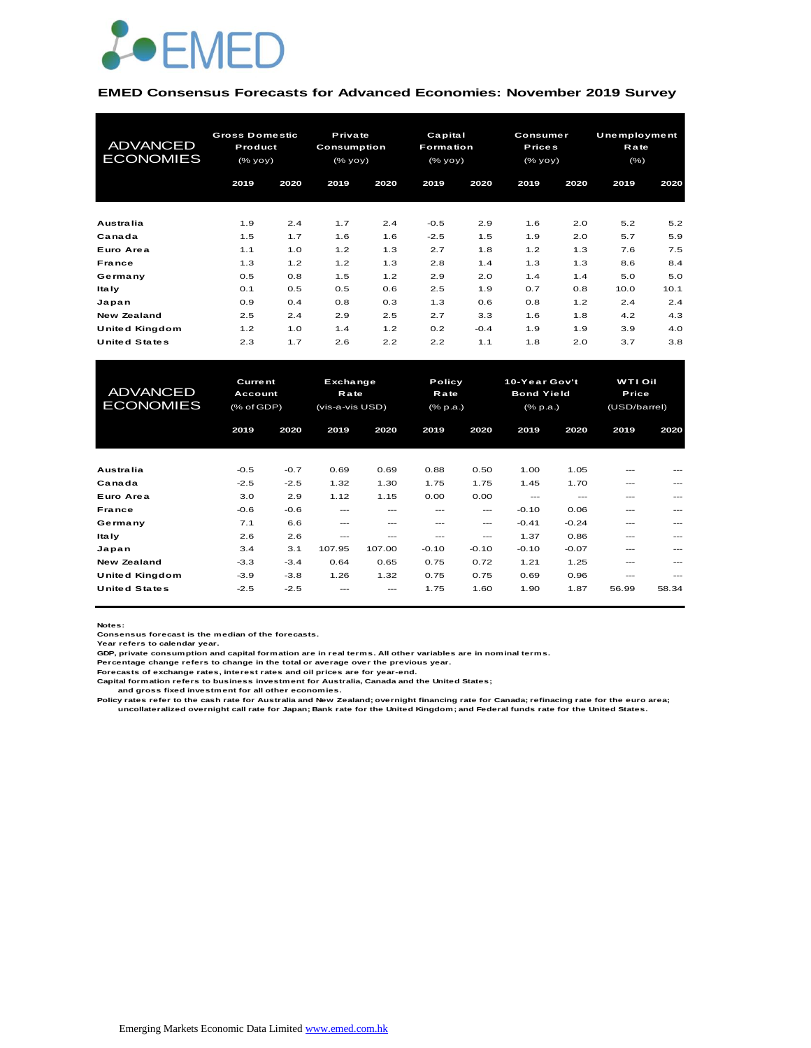EMED

**EMED Consensus Forecasts for Advanced Economies: November 2019 Survey**

| ADVANCED ECONOMIES | Gross Domestic Product (% yoy) | | Private Consumption (% yoy) | | Capital Formation (% yoy) | | Consumer Prices (% yoy) | | Unemployment Rate (%) | |
|---|---|---|---|---|---|---|---|---|---|---|
| | 2019 | 2020 | 2019 | 2020 | 2019 | 2020 | 2019 | 2020 | 2019 | 2020 |
| Australia | 1.9 | 2.4 | 1.7 | 2.4 | -0.5 | 2.9 | 1.6 | 2.0 | 5.2 | 5.2 |
| Canada | 1.5 | 1.7 | 1.6 | 1.6 | -2.5 | 1.5 | 1.9 | 2.0 | 5.7 | 5.9 |
| Euro Area | 1.1 | 1.0 | 1.2 | 1.3 | 2.7 | 1.8 | 1.2 | 1.3 | 7.6 | 7.5 |
| France | 1.3 | 1.2 | 1.2 | 1.3 | 2.8 | 1.4 | 1.3 | 1.3 | 8.6 | 8.4 |
| Germany | 0.5 | 0.8 | 1.5 | 1.2 | 2.9 | 2.0 | 1.4 | 1.4 | 5.0 | 5.0 |
| Italy | 0.1 | 0.5 | 0.5 | 0.6 | 2.5 | 1.9 | 0.7 | 0.8 | 10.0 | 10.1 |
| Japan | 0.9 | 0.4 | 0.8 | 0.3 | 1.3 | 0.6 | 0.8 | 1.2 | 2.4 | 2.4 |
| New Zealand | 2.5 | 2.4 | 2.9 | 2.5 | 2.7 | 3.3 | 1.6 | 1.8 | 4.2 | 4.3 |
| United Kingdom | 1.2 | 1.0 | 1.4 | 1.2 | 0.2 | -0.4 | 1.9 | 1.9 | 3.9 | 4.0 |
| United States | 2.3 | 1.7 | 2.6 | 2.2 | 2.2 | 1.1 | 1.8 | 2.0 | 3.7 | 3.8 |

| ADVANCED ECONOMIES | Current Account (% of GDP) | | Exchange Rate (vis-a-vis USD) | | Policy Rate (% p.a.) | | 10-Year Gov't Bond Yield (% p.a.) | | WTI Oil Price (USD/barrel) | |
|---|---|---|---|---|---|---|---|---|---|---|
| | 2019 | 2020 | 2019 | 2020 | 2019 | 2020 | 2019 | 2020 | 2019 | 2020 |
| Australia | -0.5 | -0.7 | 0.69 | 0.69 | 0.88 | 0.50 | 1.00 | 1.05 | --- | --- |
| Canada | -2.5 | -2.5 | 1.32 | 1.30 | 1.75 | 1.75 | 1.45 | 1.70 | --- | --- |
| Euro Area | 3.0 | 2.9 | 1.12 | 1.15 | 0.00 | 0.00 | --- | --- | --- | --- |
| France | -0.6 | -0.6 | --- | --- | --- | --- | -0.10 | 0.06 | --- | --- |
| Germany | 7.1 | 6.6 | --- | --- | --- | --- | -0.41 | -0.24 | --- | --- |
| Italy | 2.6 | 2.6 | --- | --- | --- | --- | 1.37 | 0.86 | --- | --- |
| Japan | 3.4 | 3.1 | 107.95 | 107.00 | -0.10 | -0.10 | -0.10 | -0.07 | --- | --- |
| New Zealand | -3.3 | -3.4 | 0.64 | 0.65 | 0.75 | 0.72 | 1.21 | 1.25 | --- | --- |
| United Kingdom | -3.9 | -3.8 | 1.26 | 1.32 | 0.75 | 0.75 | 0.69 | 0.96 | --- | --- |
| United States | -2.5 | -2.5 | --- | --- | 1.75 | 1.60 | 1.90 | 1.87 | 56.99 | 58.34 |

**Notes:**
Consensus forecast is the median of the forecasts.
Year refers to calendar year.
GDP, private consumption and capital formation are in real terms. All other variables are in nominal terms.
Percentage change refers to change in the total or average over the previous year.
Forecasts of exchange rates, interest rates and oil prices are for year-end.
Capital formation refers to business investment for Australia, Canada and the United States;
and gross fixed investment for all other economies.
Policy rates refer to the cash rate for Australia and New Zealand; overnight financing rate for Canada; refinacing rate for the euro area;
uncollateralized overnight call rate for Japan; Bank rate for the United Kingdom; and Federal funds rate for the United States.

Emerging Markets Economic Data Limited www.emed.com.hk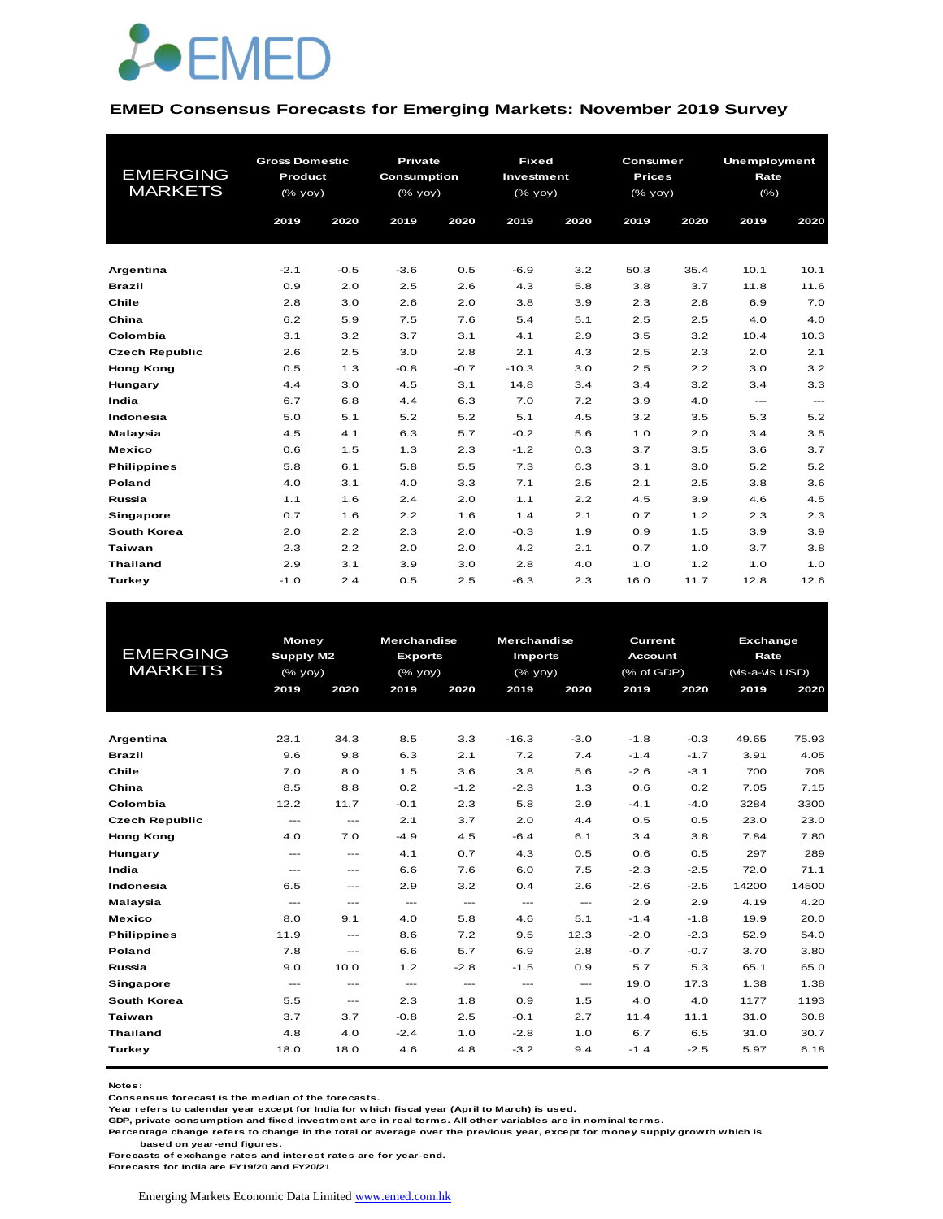## EMED Consensus Forecasts for Emerging Markets: November 2019 Survey

| EMERGING MARKETS | Gross Domestic Product (% yoy) | | Private Consumption (% yoy) | | Fixed Investment (% yoy) | | Consumer Prices (% yoy) | | Unemployment Rate (%) | |
|---|---|---|---|---|---|---|---|---|---|---|
| | 2019 | 2020 | 2019 | 2020 | 2019 | 2020 | 2019 | 2020 | 2019 | 2020 |
| **Argentina** | -2.1 | -0.5 | -3.6 | 0.5 | -6.9 | 3.2 | 50.3 | 35.4 | 10.1 | 10.1 |
| **Brazil** | 0.9 | 2.0 | 2.5 | 2.6 | 4.3 | 5.8 | 3.8 | 3.7 | 11.8 | 11.6 |
| **Chile** | 2.8 | 3.0 | 2.6 | 2.0 | 3.8 | 3.9 | 2.3 | 2.8 | 6.9 | 7.0 |
| **China** | 6.2 | 5.9 | 7.5 | 7.6 | 5.4 | 5.1 | 2.5 | 2.5 | 4.0 | 4.0 |
| **Colombia** | 3.1 | 3.2 | 3.7 | 3.1 | 4.1 | 2.9 | 3.5 | 3.2 | 10.4 | 10.3 |
| **Czech Republic** | 2.6 | 2.5 | 3.0 | 2.8 | 2.1 | 4.3 | 2.5 | 2.3 | 2.0 | 2.1 |
| **Hong Kong** | 0.5 | 1.3 | -0.8 | -0.7 | -10.3 | 3.0 | 2.5 | 2.2 | 3.0 | 3.2 |
| **Hungary** | 4.4 | 3.0 | 4.5 | 3.1 | 14.8 | 3.4 | 3.4 | 3.2 | 3.4 | 3.3 |
| **India** | 6.7 | 6.8 | 4.4 | 6.3 | 7.0 | 7.2 | 3.9 | 4.0 | --- | --- |
| **Indonesia** | 5.0 | 5.1 | 5.2 | 5.2 | 5.1 | 4.5 | 3.2 | 3.5 | 5.3 | 5.2 |
| **Malaysia** | 4.5 | 4.1 | 6.3 | 5.7 | -0.2 | 5.6 | 1.0 | 2.0 | 3.4 | 3.5 |
| **Mexico** | 0.6 | 1.5 | 1.3 | 2.3 | -1.2 | 0.3 | 3.7 | 3.5 | 3.6 | 3.7 |
| **Philippines** | 5.8 | 6.1 | 5.8 | 5.5 | 7.3 | 6.3 | 3.1 | 3.0 | 5.2 | 5.2 |
| **Poland** | 4.0 | 3.1 | 4.0 | 3.3 | 7.1 | 2.5 | 2.1 | 2.5 | 3.8 | 3.6 |
| **Russia** | 1.1 | 1.6 | 2.4 | 2.0 | 1.1 | 2.2 | 4.5 | 3.9 | 4.6 | 4.5 |
| **Singapore** | 0.7 | 1.6 | 2.2 | 1.6 | 1.4 | 2.1 | 0.7 | 1.2 | 2.3 | 2.3 |
| **South Korea** | 2.0 | 2.2 | 2.3 | 2.0 | -0.3 | 1.9 | 0.9 | 1.5 | 3.9 | 3.9 |
| **Taiwan** | 2.3 | 2.2 | 2.0 | 2.0 | 4.2 | 2.1 | 0.7 | 1.0 | 3.7 | 3.8 |
| **Thailand** | 2.9 | 3.1 | 3.9 | 3.0 | 2.8 | 4.0 | 1.0 | 1.2 | 1.0 | 1.0 |
| **Turkey** | -1.0 | 2.4 | 0.5 | 2.5 | -6.3 | 2.3 | 16.0 | 11.7 | 12.8 | 12.6 |

| EMERGING MARKETS | Money Supply M2 (% yoy) | | Merchandise Exports (% yoy) | | Merchandise Imports (% yoy) | | Current Account (% of GDP) | | Exchange Rate (vis-a-vis USD) | |
|---|---|---|---|---|---|---|---|---|---|---|
| | 2019 | 2020 | 2019 | 2020 | 2019 | 2020 | 2019 | 2020 | 2019 | 2020 |
| **Argentina** | 23.1 | 34.3 | 8.5 | 3.3 | -16.3 | -3.0 | -1.8 | -0.3 | 49.65 | 75.93 |
| **Brazil** | 9.6 | 9.8 | 6.3 | 2.1 | 7.2 | 7.4 | -1.4 | -1.7 | 3.91 | 4.05 |
| **Chile** | 7.0 | 8.0 | 1.5 | 3.6 | 3.8 | 5.6 | -2.6 | -3.1 | 700 | 708 |
| **China** | 8.5 | 8.8 | 0.2 | -1.2 | -2.3 | 1.3 | 0.6 | 0.2 | 7.05 | 7.15 |
| **Colombia** | 12.2 | 11.7 | -0.1 | 2.3 | 5.8 | 2.9 | -4.1 | -4.0 | 3284 | 3300 |
| **Czech Republic** | --- | --- | 2.1 | 3.7 | 2.0 | 4.4 | 0.5 | 0.5 | 23.0 | 23.0 |
| **Hong Kong** | 4.0 | 7.0 | -4.9 | 4.5 | -6.4 | 6.1 | 3.4 | 3.8 | 7.84 | 7.80 |
| **Hungary** | --- | --- | 4.1 | 0.7 | 4.3 | 0.5 | 0.6 | 0.5 | 297 | 289 |
| **India** | --- | --- | 6.6 | 7.6 | 6.0 | 7.5 | -2.3 | -2.5 | 72.0 | 71.1 |
| **Indonesia** | 6.5 | --- | 2.9 | 3.2 | 0.4 | 2.6 | -2.6 | -2.5 | 14200 | 14500 |
| **Malaysia** | --- | --- | --- | --- | --- | --- | 2.9 | 2.9 | 4.19 | 4.20 |
| **Mexico** | 8.0 | 9.1 | 4.0 | 5.8 | 4.6 | 5.1 | -1.4 | -1.8 | 19.9 | 20.0 |
| **Philippines** | 11.9 | --- | 8.6 | 7.2 | 9.5 | 12.3 | -2.0 | -2.3 | 52.9 | 54.0 |
| **Poland** | 7.8 | --- | 6.6 | 5.7 | 6.9 | 2.8 | -0.7 | -0.7 | 3.70 | 3.80 |
| **Russia** | 9.0 | 10.0 | 1.2 | -2.8 | -1.5 | 0.9 | 5.7 | 5.3 | 65.1 | 65.0 |
| **Singapore** | --- | --- | --- | --- | --- | --- | 19.0 | 17.3 | 1.38 | 1.38 |
| **South Korea** | 5.5 | --- | 2.3 | 1.8 | 0.9 | 1.5 | 4.0 | 4.0 | 1177 | 1193 |
| **Taiwan** | 3.7 | 3.7 | -0.8 | 2.5 | -0.1 | 2.7 | 11.4 | 11.1 | 31.0 | 30.8 |
| **Thailand** | 4.8 | 4.0 | -2.4 | 1.0 | -2.8 | 1.0 | 6.7 | 6.5 | 31.0 | 30.7 |
| **Turkey** | 18.0 | 18.0 | 4.6 | 4.8 | -3.2 | 9.4 | -1.4 | -2.5 | 5.97 | 6.18 |

**Notes:**
**Consensus forecast is the median of the forecasts.**
**Year refers to calendar year except for India for which fiscal year (April to March) is used.**
**GDP, private consumption and fixed investment are in real terms. All other variables are in nominal terms.**
**Percentage change refers to change in the total or average over the previous year, except for money supply growth which is based on year-end figures.**
**Forecasts of exchange rates and interest rates are for year-end.**
**Forecasts for India are FY19/20 and FY20/21**

Emerging Markets Economic Data Limited www.emed.com.hk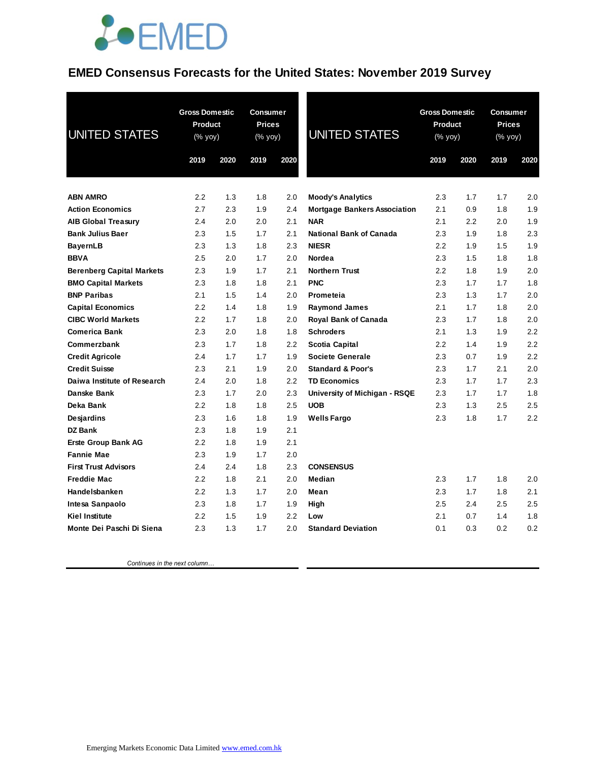# EMED Consensus Forecasts for the United States: November 2019 Survey

| UNITED STATES | Gross Domestic Product (% yoy) | | Consumer Prices (% yoy) | |
|---|---|---|---|---|
| | 2019 | 2020 | 2019 | 2020 |
| **ABN AMRO** | 2.2 | 1.3 | 1.8 | 2.0 |
| **Action Economics** | 2.7 | 2.3 | 1.9 | 2.4 |
| **AIB Global Treasury** | 2.4 | 2.0 | 2.0 | 2.1 |
| **Bank Julius Baer** | 2.3 | 1.5 | 1.7 | 2.1 |
| **BayernLB** | 2.3 | 1.3 | 1.8 | 2.3 |
| **BBVA** | 2.5 | 2.0 | 1.7 | 2.0 |
| **Berenberg Capital Markets** | 2.3 | 1.9 | 1.7 | 2.1 |
| **BMO Capital Markets** | 2.3 | 1.8 | 1.8 | 2.1 |
| **BNP Paribas** | 2.1 | 1.5 | 1.4 | 2.0 |
| **Capital Economics** | 2.2 | 1.4 | 1.8 | 1.9 |
| **CIBC World Markets** | 2.2 | 1.7 | 1.8 | 2.0 |
| **Comerica Bank** | 2.3 | 2.0 | 1.8 | 1.8 |
| **Commerzbank** | 2.3 | 1.7 | 1.8 | 2.2 |
| **Credit Agricole** | 2.4 | 1.7 | 1.7 | 1.9 |
| **Credit Suisse** | 2.3 | 2.1 | 1.9 | 2.0 |
| **Daiwa Institute of Research** | 2.4 | 2.0 | 1.8 | 2.2 |
| **Danske Bank** | 2.3 | 1.7 | 2.0 | 2.3 |
| **Deka Bank** | 2.2 | 1.8 | 1.8 | 2.5 |
| **Desjardins** | 2.3 | 1.6 | 1.8 | 1.9 |
| **DZ Bank** | 2.3 | 1.8 | 1.9 | 2.1 |
| **Erste Group Bank AG** | 2.2 | 1.8 | 1.9 | 2.1 |
| **Fannie Mae** | 2.3 | 1.9 | 1.7 | 2.0 |
| **First Trust Advisors** | 2.4 | 2.4 | 1.8 | 2.3 |
| **Freddie Mac** | 2.2 | 1.8 | 2.1 | 2.0 |
| **Handelsbanken** | 2.2 | 1.3 | 1.7 | 2.0 |
| **Intesa Sanpaolo** | 2.3 | 1.8 | 1.7 | 1.9 |
| **Kiel Institute** | 2.2 | 1.5 | 1.9 | 2.2 |
| **Monte Dei Paschi Di Siena** | 2.3 | 1.3 | 1.7 | 2.0 |

*Continues in the next column…*

| UNITED STATES | Gross Domestic Product (% yoy) | | Consumer Prices (% yoy) | |
|---|---|---|---|---|
| | 2019 | 2020 | 2019 | 2020 |
| **Moody's Analytics** | 2.3 | 1.7 | 1.7 | 2.0 |
| **Mortgage Bankers Association** | 2.1 | 0.9 | 1.8 | 1.9 |
| **NAR** | 2.1 | 2.2 | 2.0 | 1.9 |
| **National Bank of Canada** | 2.3 | 1.9 | 1.8 | 2.3 |
| **NIESR** | 2.2 | 1.9 | 1.5 | 1.9 |
| **Nordea** | 2.3 | 1.5 | 1.8 | 1.8 |
| **Northern Trust** | 2.2 | 1.8 | 1.9 | 2.0 |
| **PNC** | 2.3 | 1.7 | 1.7 | 1.8 |
| **Prometeia** | 2.3 | 1.3 | 1.7 | 2.0 |
| **Raymond James** | 2.1 | 1.7 | 1.8 | 2.0 |
| **Royal Bank of Canada** | 2.3 | 1.7 | 1.8 | 2.0 |
| **Schroders** | 2.1 | 1.3 | 1.9 | 2.2 |
| **Scotia Capital** | 2.2 | 1.4 | 1.9 | 2.2 |
| **Societe Generale** | 2.3 | 0.7 | 1.9 | 2.2 |
| **Standard & Poor's** | 2.3 | 1.7 | 2.1 | 2.0 |
| **TD Economics** | 2.3 | 1.7 | 1.7 | 2.3 |
| **University of Michigan - RSQE** | 2.3 | 1.7 | 1.7 | 1.8 |
| **UOB** | 2.3 | 1.3 | 2.5 | 2.5 |
| **Wells Fargo** | 2.3 | 1.8 | 1.7 | 2.2 |
| | | | | |
| **CONSENSUS** | | | | |
| **Median** | 2.3 | 1.7 | 1.8 | 2.0 |
| **Mean** | 2.3 | 1.7 | 1.8 | 2.1 |
| **High** | 2.5 | 2.4 | 2.5 | 2.5 |
| **Low** | 2.1 | 0.7 | 1.4 | 1.8 |
| **Standard Deviation** | 0.1 | 0.3 | 0.2 | 0.2 |

Emerging Markets Economic Data Limited www.emed.com.hk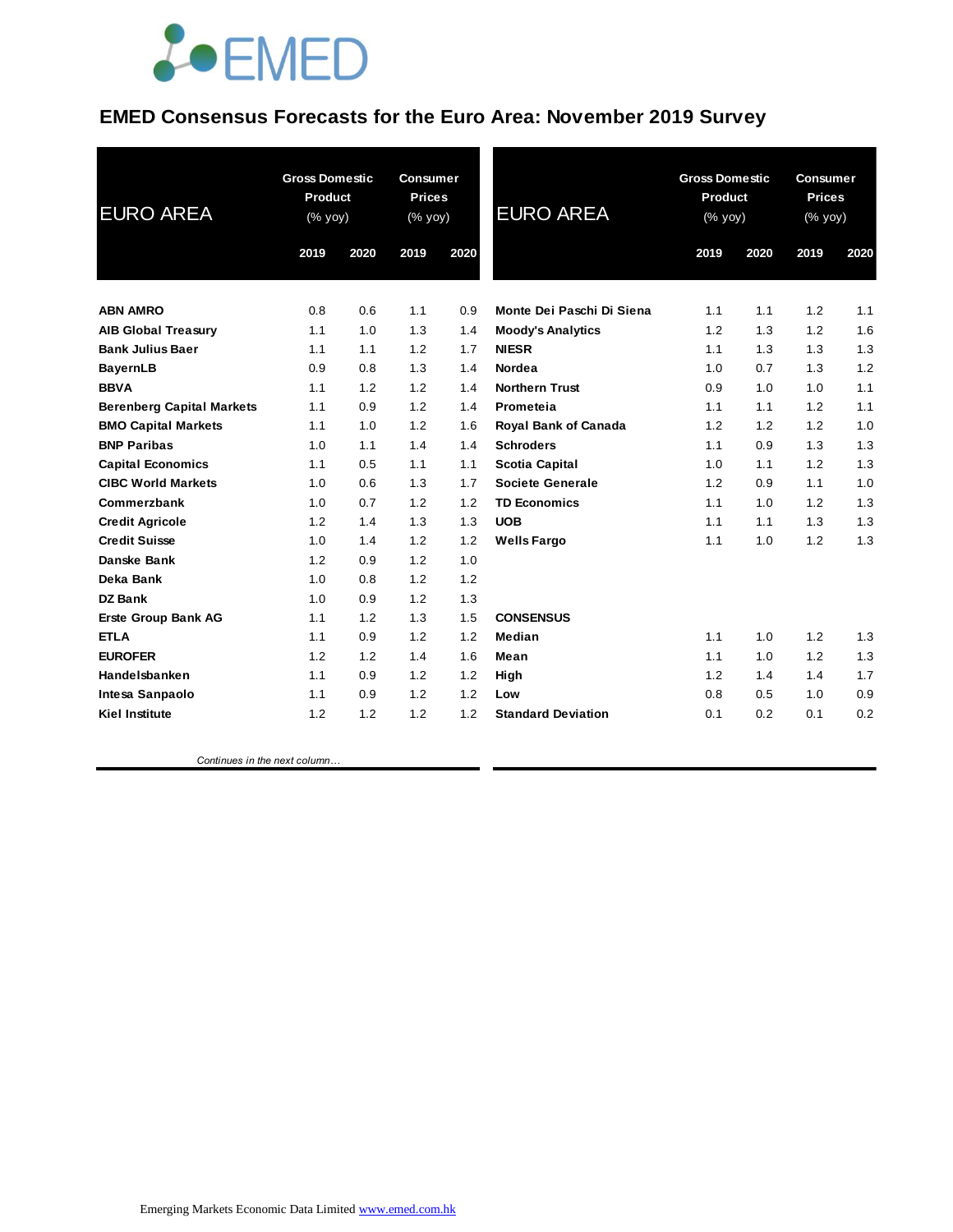# EMED Consensus Forecasts for the Euro Area: November 2019 Survey

| EURO AREA | Gross Domestic Product (% yoy) | | Consumer Prices (% yoy) | |
|---|---|---|---|---|
| | 2019 | 2020 | 2019 | 2020 |
| **ABN AMRO** | 0.8 | 0.6 | 1.1 | 0.9 |
| **AIB Global Treasury** | 1.1 | 1.0 | 1.3 | 1.4 |
| **Bank Julius Baer** | 1.1 | 1.1 | 1.2 | 1.7 |
| **BayernLB** | 0.9 | 0.8 | 1.3 | 1.4 |
| **BBVA** | 1.1 | 1.2 | 1.2 | 1.4 |
| **Berenberg Capital Markets** | 1.1 | 0.9 | 1.2 | 1.4 |
| **BMO Capital Markets** | 1.1 | 1.0 | 1.2 | 1.6 |
| **BNP Paribas** | 1.0 | 1.1 | 1.4 | 1.4 |
| **Capital Economics** | 1.1 | 0.5 | 1.1 | 1.1 |
| **CIBC World Markets** | 1.0 | 0.6 | 1.3 | 1.7 |
| **Commerzbank** | 1.0 | 0.7 | 1.2 | 1.2 |
| **Credit Agricole** | 1.2 | 1.4 | 1.3 | 1.3 |
| **Credit Suisse** | 1.0 | 1.4 | 1.2 | 1.2 |
| **Danske Bank** | 1.2 | 0.9 | 1.2 | 1.0 |
| **Deka Bank** | 1.0 | 0.8 | 1.2 | 1.2 |
| **DZ Bank** | 1.0 | 0.9 | 1.2 | 1.3 |
| **Erste Group Bank AG** | 1.1 | 1.2 | 1.3 | 1.5 |
| **ETLA** | 1.1 | 0.9 | 1.2 | 1.2 |
| **EUROFER** | 1.2 | 1.2 | 1.4 | 1.6 |
| **Handelsbanken** | 1.1 | 0.9 | 1.2 | 1.2 |
| **Intesa Sanpaolo** | 1.1 | 0.9 | 1.2 | 1.2 |
| **Kiel Institute** | 1.2 | 1.2 | 1.2 | 1.2 |
| **Monte Dei Paschi Di Siena** | 1.1 | 1.1 | 1.2 | 1.1 |
| **Moody's Analytics** | 1.2 | 1.3 | 1.2 | 1.6 |
| **NIESR** | 1.1 | 1.3 | 1.3 | 1.3 |
| **Nordea** | 1.0 | 0.7 | 1.3 | 1.2 |
| **Northern Trust** | 0.9 | 1.0 | 1.0 | 1.1 |
| **Prometeia** | 1.1 | 1.1 | 1.2 | 1.1 |
| **Royal Bank of Canada** | 1.2 | 1.2 | 1.2 | 1.0 |
| **Schroders** | 1.1 | 0.9 | 1.3 | 1.3 |
| **Scotia Capital** | 1.0 | 1.1 | 1.2 | 1.3 |
| **Societe Generale** | 1.2 | 0.9 | 1.1 | 1.0 |
| **TD Economics** | 1.1 | 1.0 | 1.2 | 1.3 |
| **UOB** | 1.1 | 1.1 | 1.3 | 1.3 |
| **Wells Fargo** | 1.1 | 1.0 | 1.2 | 1.3 |
| **CONSENSUS** | | | | |
| **Median** | 1.1 | 1.0 | 1.2 | 1.3 |
| **Mean** | 1.1 | 1.0 | 1.2 | 1.3 |
| **High** | 1.2 | 1.4 | 1.4 | 1.7 |
| **Low** | 0.8 | 0.5 | 1.0 | 0.9 |
| **Standard Deviation** | 0.1 | 0.2 | 0.1 | 0.2 |

*Continues in the next column…*

Emerging Markets Economic Data Limited www.emed.com.hk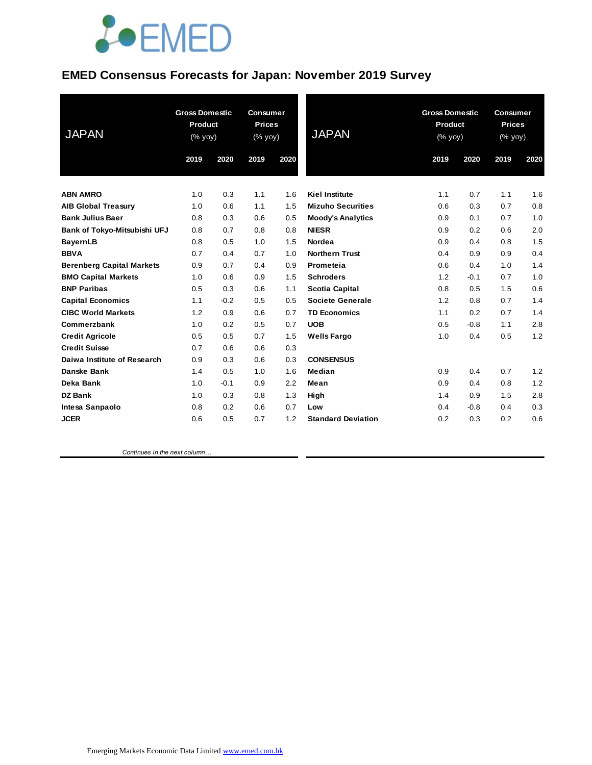# EMED Consensus Forecasts for Japan: November 2019 Survey

| JAPAN | Gross Domestic Product (% yoy) | | Consumer Prices (% yoy) | |
|---|---|---|---|---|
| | 2019 | 2020 | 2019 | 2020 |
| **ABN AMRO** | 1.0 | 0.3 | 1.1 | 1.6 |
| **AIB Global Treasury** | 1.0 | 0.6 | 1.1 | 1.5 |
| **Bank Julius Baer** | 0.8 | 0.3 | 0.6 | 0.5 |
| **Bank of Tokyo-Mitsubishi UFJ** | 0.8 | 0.7 | 0.8 | 0.8 |
| **BayernLB** | 0.8 | 0.5 | 1.0 | 1.5 |
| **BBVA** | 0.7 | 0.4 | 0.7 | 1.0 |
| **Berenberg Capital Markets** | 0.9 | 0.7 | 0.4 | 0.9 |
| **BMO Capital Markets** | 1.0 | 0.6 | 0.9 | 1.5 |
| **BNP Paribas** | 0.5 | 0.3 | 0.6 | 1.1 |
| **Capital Economics** | 1.1 | -0.2 | 0.5 | 0.5 |
| **CIBC World Markets** | 1.2 | 0.9 | 0.6 | 0.7 |
| **Commerzbank** | 1.0 | 0.2 | 0.5 | 0.7 |
| **Credit Agricole** | 0.5 | 0.5 | 0.7 | 1.5 |
| **Credit Suisse** | 0.7 | 0.6 | 0.6 | 0.3 |
| **Daiwa Institute of Research** | 0.9 | 0.3 | 0.6 | 0.3 |
| **Danske Bank** | 1.4 | 0.5 | 1.0 | 1.6 |
| **Deka Bank** | 1.0 | -0.1 | 0.9 | 2.2 |
| **DZ Bank** | 1.0 | 0.3 | 0.8 | 1.3 |
| **Intesa Sanpaolo** | 0.8 | 0.2 | 0.6 | 0.7 |
| **JCER** | 0.6 | 0.5 | 0.7 | 1.2 |

*Continues in the next column…*

| JAPAN | Gross Domestic Product (% yoy) | | Consumer Prices (% yoy) | |
|---|---|---|---|---|
| | 2019 | 2020 | 2019 | 2020 |
| **Kiel Institute** | 1.1 | 0.7 | 1.1 | 1.6 |
| **Mizuho Securities** | 0.6 | 0.3 | 0.7 | 0.8 |
| **Moody's Analytics** | 0.9 | 0.1 | 0.7 | 1.0 |
| **NIESR** | 0.9 | 0.2 | 0.6 | 2.0 |
| **Nordea** | 0.9 | 0.4 | 0.8 | 1.5 |
| **Northern Trust** | 0.4 | 0.9 | 0.9 | 0.4 |
| **Prometeia** | 0.6 | 0.4 | 1.0 | 1.4 |
| **Schroders** | 1.2 | -0.1 | 0.7 | 1.0 |
| **Scotia Capital** | 0.8 | 0.5 | 1.5 | 0.6 |
| **Societe Generale** | 1.2 | 0.8 | 0.7 | 1.4 |
| **TD Economics** | 1.1 | 0.2 | 0.7 | 1.4 |
| **UOB** | 0.5 | -0.8 | 1.1 | 2.8 |
| **Wells Fargo** | 1.0 | 0.4 | 0.5 | 1.2 |
| | | | | |
| **CONSENSUS** | | | | |
| **Median** | 0.9 | 0.4 | 0.7 | 1.2 |
| **Mean** | 0.9 | 0.4 | 0.8 | 1.2 |
| **High** | 1.4 | 0.9 | 1.5 | 2.8 |
| **Low** | 0.4 | -0.8 | 0.4 | 0.3 |
| **Standard Deviation** | 0.2 | 0.3 | 0.2 | 0.6 |

Emerging Markets Economic Data Limited www.emed.com.hk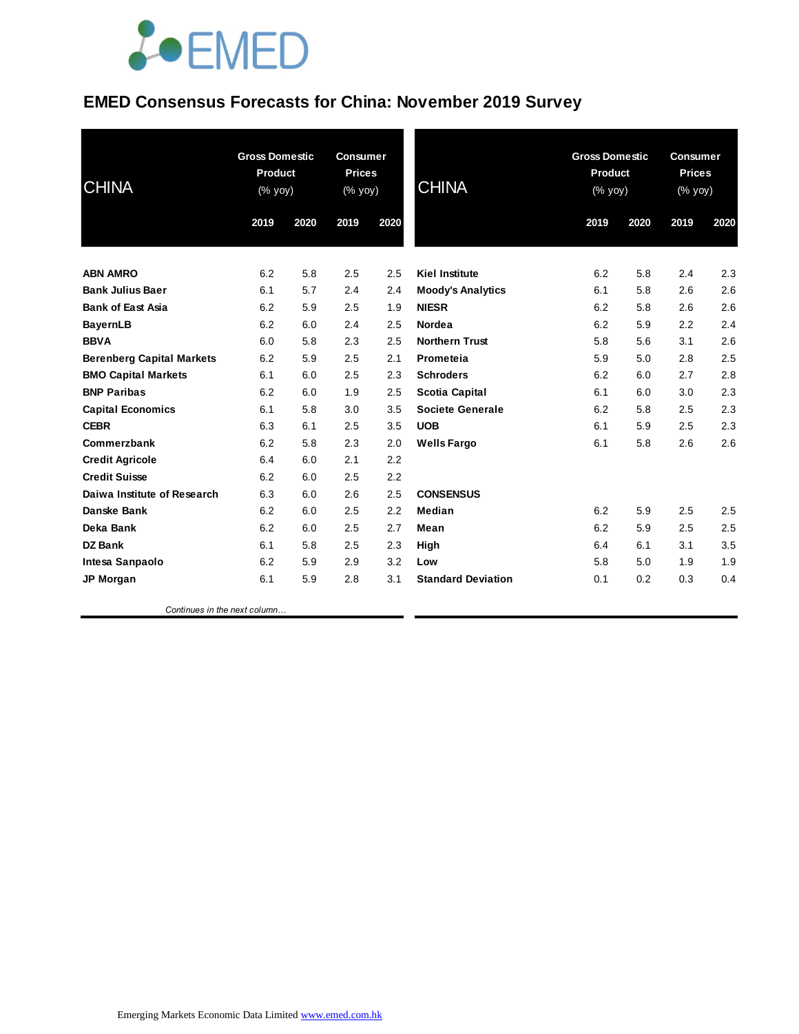# EMED Consensus Forecasts for China: November 2019 Survey

| CHINA | Gross Domestic Product (% yoy) | | Consumer Prices (% yoy) | |
|---|---|---|---|---|
| | 2019 | 2020 | 2019 | 2020 |
| **ABN AMRO** | 6.2 | 5.8 | 2.5 | 2.5 |
| **Bank Julius Baer** | 6.1 | 5.7 | 2.4 | 2.4 |
| **Bank of East Asia** | 6.2 | 5.9 | 2.5 | 1.9 |
| **BayernLB** | 6.2 | 6.0 | 2.4 | 2.5 |
| **BBVA** | 6.0 | 5.8 | 2.3 | 2.5 |
| **Berenberg Capital Markets** | 6.2 | 5.9 | 2.5 | 2.1 |
| **BMO Capital Markets** | 6.1 | 6.0 | 2.5 | 2.3 |
| **BNP Paribas** | 6.2 | 6.0 | 1.9 | 2.5 |
| **Capital Economics** | 6.1 | 5.8 | 3.0 | 3.5 |
| **CEBR** | 6.3 | 6.1 | 2.5 | 3.5 |
| **Commerzbank** | 6.2 | 5.8 | 2.3 | 2.0 |
| **Credit Agricole** | 6.4 | 6.0 | 2.1 | 2.2 |
| **Credit Suisse** | 6.2 | 6.0 | 2.5 | 2.2 |
| **Daiwa Institute of Research** | 6.3 | 6.0 | 2.6 | 2.5 |
| **Danske Bank** | 6.2 | 6.0 | 2.5 | 2.2 |
| **Deka Bank** | 6.2 | 6.0 | 2.5 | 2.7 |
| **DZ Bank** | 6.1 | 5.8 | 2.5 | 2.3 |
| **Intesa Sanpaolo** | 6.2 | 5.9 | 2.9 | 3.2 |
| **JP Morgan** | 6.1 | 5.9 | 2.8 | 3.1 |
| **Kiel Institute** | 6.2 | 5.8 | 2.4 | 2.3 |
| **Moody's Analytics** | 6.1 | 5.8 | 2.6 | 2.6 |
| **NIESR** | 6.2 | 5.8 | 2.6 | 2.6 |
| **Nordea** | 6.2 | 5.9 | 2.2 | 2.4 |
| **Northern Trust** | 5.8 | 5.6 | 3.1 | 2.6 |
| **Prometeia** | 5.9 | 5.0 | 2.8 | 2.5 |
| **Schroders** | 6.2 | 6.0 | 2.7 | 2.8 |
| **Scotia Capital** | 6.1 | 6.0 | 3.0 | 2.3 |
| **Societe Generale** | 6.2 | 5.8 | 2.5 | 2.3 |
| **UOB** | 6.1 | 5.9 | 2.5 | 2.3 |
| **Wells Fargo** | 6.1 | 5.8 | 2.6 | 2.6 |
| **CONSENSUS** | | | | |
| **Median** | 6.2 | 5.9 | 2.5 | 2.5 |
| **Mean** | 6.2 | 5.9 | 2.5 | 2.5 |
| **High** | 6.4 | 6.1 | 3.1 | 3.5 |
| **Low** | 5.8 | 5.0 | 1.9 | 1.9 |
| **Standard Deviation** | 0.1 | 0.2 | 0.3 | 0.4 |

*Continues in the next column…*

Emerging Markets Economic Data Limited www.emed.com.hk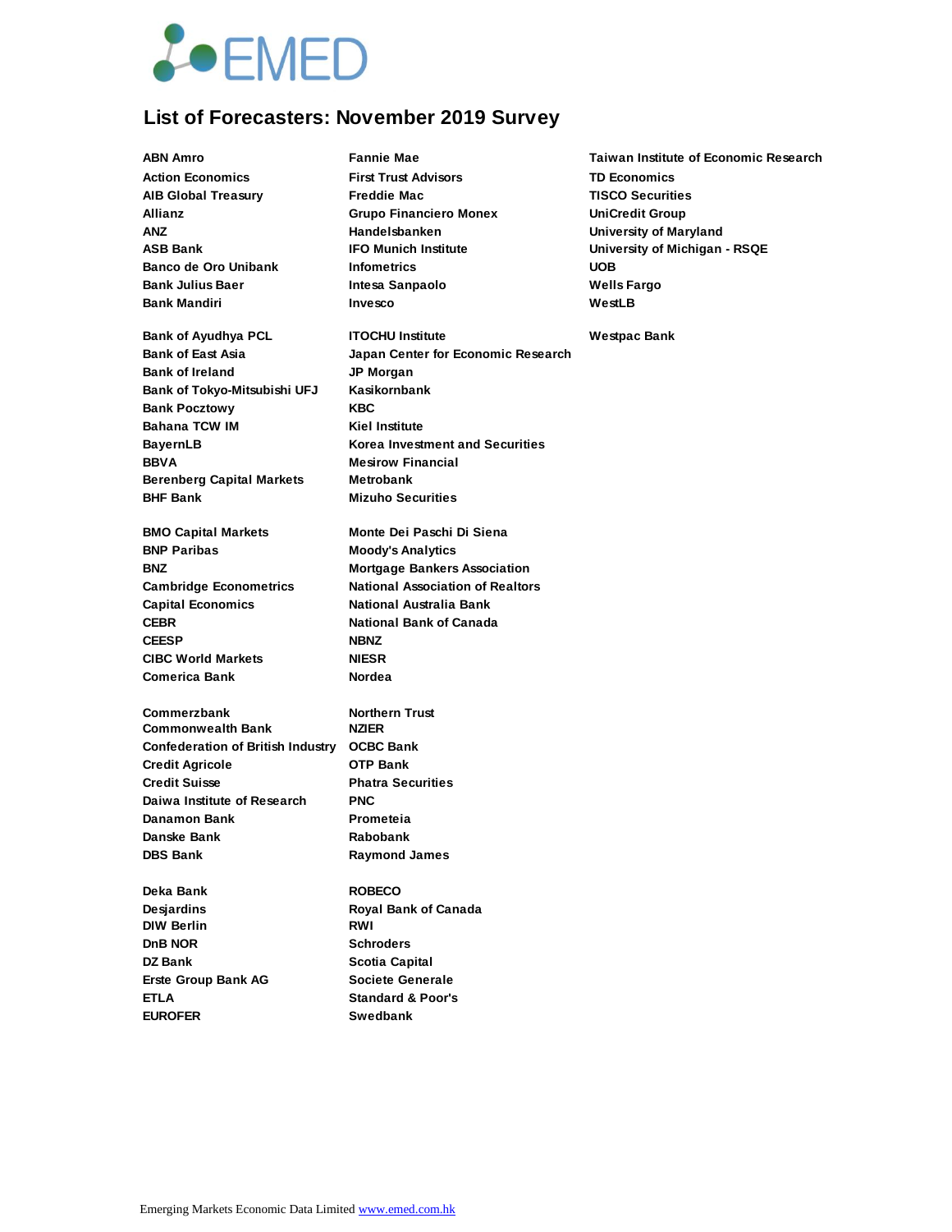EMED

## List of Forecasters: November 2019 Survey

ABN Amro
Action Economics
AIB Global Treasury
Allianz
ANZ
ASB Bank
Banco de Oro Unibank
Bank Julius Baer
Bank Mandiri

Bank of Ayudhya PCL
Bank of East Asia
Bank of Ireland
Bank of Tokyo-Mitsubishi UFJ
Bank Pocztowy
Bahana TCW IM
BayernLB
BBVA
Berenberg Capital Markets
BHF Bank

BMO Capital Markets
BNP Paribas
BNZ
Cambridge Econometrics
Capital Economics
CEBR
CEESP
CIBC World Markets
Comerica Bank

Commerzbank
Commonwealth Bank
Confederation of British Industry
Credit Agricole
Credit Suisse
Daiwa Institute of Research
Danamon Bank
Danske Bank
DBS Bank

Deka Bank
Desjardins
DIW Berlin
DnB NOR
DZ Bank
Erste Group Bank AG
ETLA
EUROFER

Fannie Mae
First Trust Advisors
Freddie Mac
Grupo Financiero Monex
Handelsbanken
IFO Munich Institute
Infometrics
Intesa Sanpaolo
Invesco

ITOCHU Institute
Japan Center for Economic Research
JP Morgan
Kasikornbank
KBC
Kiel Institute
Korea Investment and Securities
Mesirow Financial
Metrobank
Mizuho Securities

Monte Dei Paschi Di Siena
Moody's Analytics
Mortgage Bankers Association
National Association of Realtors
National Australia Bank
National Bank of Canada
NBNZ
NIESR
Nordea

Northern Trust
NZIER
OCBC Bank
OTP Bank
Phatra Securities
PNC
Prometeia
Rabobank
Raymond James

ROBECO
Royal Bank of Canada
RWI
Schroders
Scotia Capital
Societe Generale
Standard & Poor's
Swedbank

Taiwan Institute of Economic Research
TD Economics
TISCO Securities
UniCredit Group
University of Maryland
University of Michigan - RSQE
UOB
Wells Fargo
WestLB

Westpac Bank

Emerging Markets Economic Data Limited www.emed.com.hk